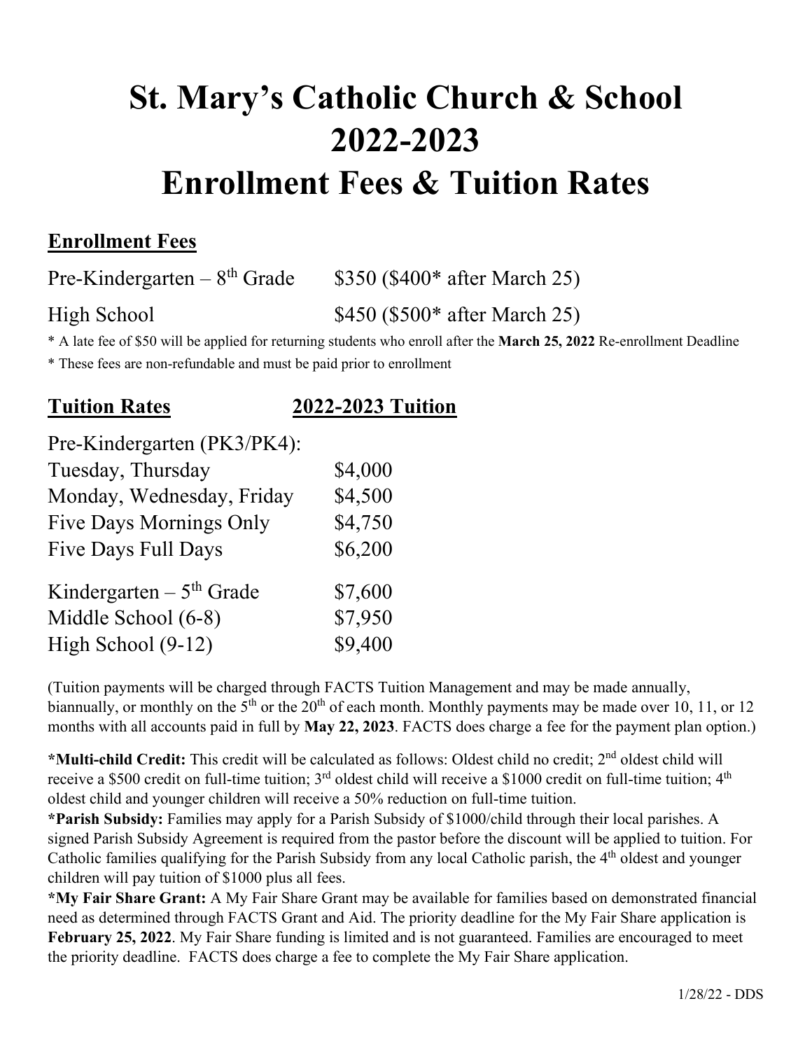# St. Mary's Catholic Church & School 2022-2023 Enrollment Fees & Tuition Rates

## Enrollment Fees

| | |
|---|---|
| Pre-Kindergarten – 8th Grade | $350 ($400* after March 25) |
| High School | $450 ($500* after March 25) |

* A late fee of $50 will be applied for returning students who enroll after the **March 25, 2022** Re-enrollment Deadline
* These fees are non-refundable and must be paid prior to enrollment

| **Tuition Rates** | **2022-2023 Tuition** |
|---|---|
| Pre-Kindergarten (PK3/PK4): | |
| Tuesday, Thursday | $4,000 |
| Monday, Wednesday, Friday | $4,500 |
| Five Days Mornings Only | $4,750 |
| Five Days Full Days | $6,200 |
| Kindergarten – 5th Grade | $7,600 |
| Middle School (6-8) | $7,950 |
| High School (9-12) | $9,400 |

(Tuition payments will be charged through FACTS Tuition Management and may be made annually, biannually, or monthly on the 5th or the 20th of each month. Monthly payments may be made over 10, 11, or 12 months with all accounts paid in full by **May 22, 2023**. FACTS does charge a fee for the payment plan option.)

***Multi-child Credit:** This credit will be calculated as follows: Oldest child no credit; 2nd oldest child will receive a $500 credit on full-time tuition; 3rd oldest child will receive a $1000 credit on full-time tuition; 4th oldest child and younger children will receive a 50% reduction on full-time tuition.

***Parish Subsidy:** Families may apply for a Parish Subsidy of $1000/child through their local parishes. A signed Parish Subsidy Agreement is required from the pastor before the discount will be applied to tuition. For Catholic families qualifying for the Parish Subsidy from any local Catholic parish, the 4th oldest and younger children will pay tuition of $1000 plus all fees.

***My Fair Share Grant:** A My Fair Share Grant may be available for families based on demonstrated financial need as determined through FACTS Grant and Aid. The priority deadline for the My Fair Share application is **February 25, 2022**. My Fair Share funding is limited and is not guaranteed. Families are encouraged to meet the priority deadline. FACTS does charge a fee to complete the My Fair Share application.

1/28/22 - DDS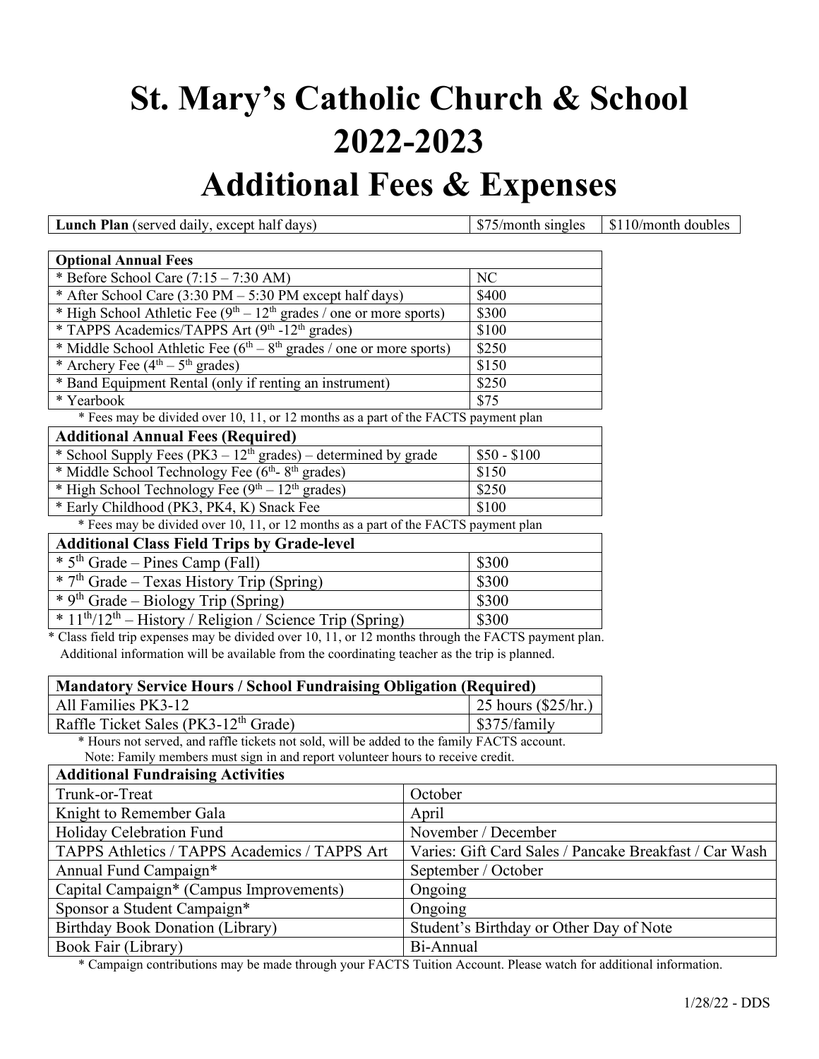# St. Mary's Catholic Church & School 2022-2023 Additional Fees & Expenses

| | | |
|---|---|---|
| **Lunch Plan** (served daily, except half days) | \$75/month singles | \$110/month doubles |

| **Optional Annual Fees** | |
|---|---|
| * Before School Care (7:15 – 7:30 AM) | NC |
| * After School Care (3:30 PM – 5:30 PM except half days) | \$400 |
| * High School Athletic Fee (9th – 12th grades / one or more sports) | \$300 |
| * TAPPS Academics/TAPPS Art (9th -12th grades) | \$100 |
| * Middle School Athletic Fee (6th – 8th grades / one or more sports) | \$250 |
| * Archery Fee (4th – 5th grades) | \$150 |
| * Band Equipment Rental (only if renting an instrument) | \$250 |
| * Yearbook | \$75 |

\* Fees may be divided over 10, 11, or 12 months as a part of the FACTS payment plan

| **Additional Annual Fees (Required)** | |
|---|---|
| * School Supply Fees (PK3 – 12th grades) – determined by grade | \$50 - \$100 |
| * Middle School Technology Fee (6th- 8th grades) | \$150 |
| * High School Technology Fee (9th – 12th grades) | \$250 |
| * Early Childhood (PK3, PK4, K) Snack Fee | \$100 |

\* Fees may be divided over 10, 11, or 12 months as a part of the FACTS payment plan

| **Additional Class Field Trips by Grade-level** | |
|---|---|
| * 5th Grade – Pines Camp (Fall) | \$300 |
| * 7th Grade – Texas History Trip (Spring) | \$300 |
| * 9th Grade – Biology Trip (Spring) | \$300 |
| * 11th/12th – History / Religion / Science Trip (Spring) | \$300 |

\* Class field trip expenses may be divided over 10, 11, or 12 months through the FACTS payment plan. Additional information will be available from the coordinating teacher as the trip is planned.

| **Mandatory Service Hours / School Fundraising Obligation (Required)** | |
|---|---|
| All Families PK3-12 | 25 hours (\$25/hr.) |
| Raffle Ticket Sales (PK3-12th Grade) | \$375/family |

\* Hours not served, and raffle tickets not sold, will be added to the family FACTS account.
Note: Family members must sign in and report volunteer hours to receive credit.

| **Additional Fundraising Activities** | |
|---|---|
| Trunk-or-Treat | October |
| Knight to Remember Gala | April |
| Holiday Celebration Fund | November / December |
| TAPPS Athletics / TAPPS Academics / TAPPS Art | Varies: Gift Card Sales / Pancake Breakfast / Car Wash |
| Annual Fund Campaign* | September / October |
| Capital Campaign* (Campus Improvements) | Ongoing |
| Sponsor a Student Campaign* | Ongoing |
| Birthday Book Donation (Library) | Student's Birthday or Other Day of Note |
| Book Fair (Library) | Bi-Annual |

\* Campaign contributions may be made through your FACTS Tuition Account. Please watch for additional information.

1/28/22 - DDS